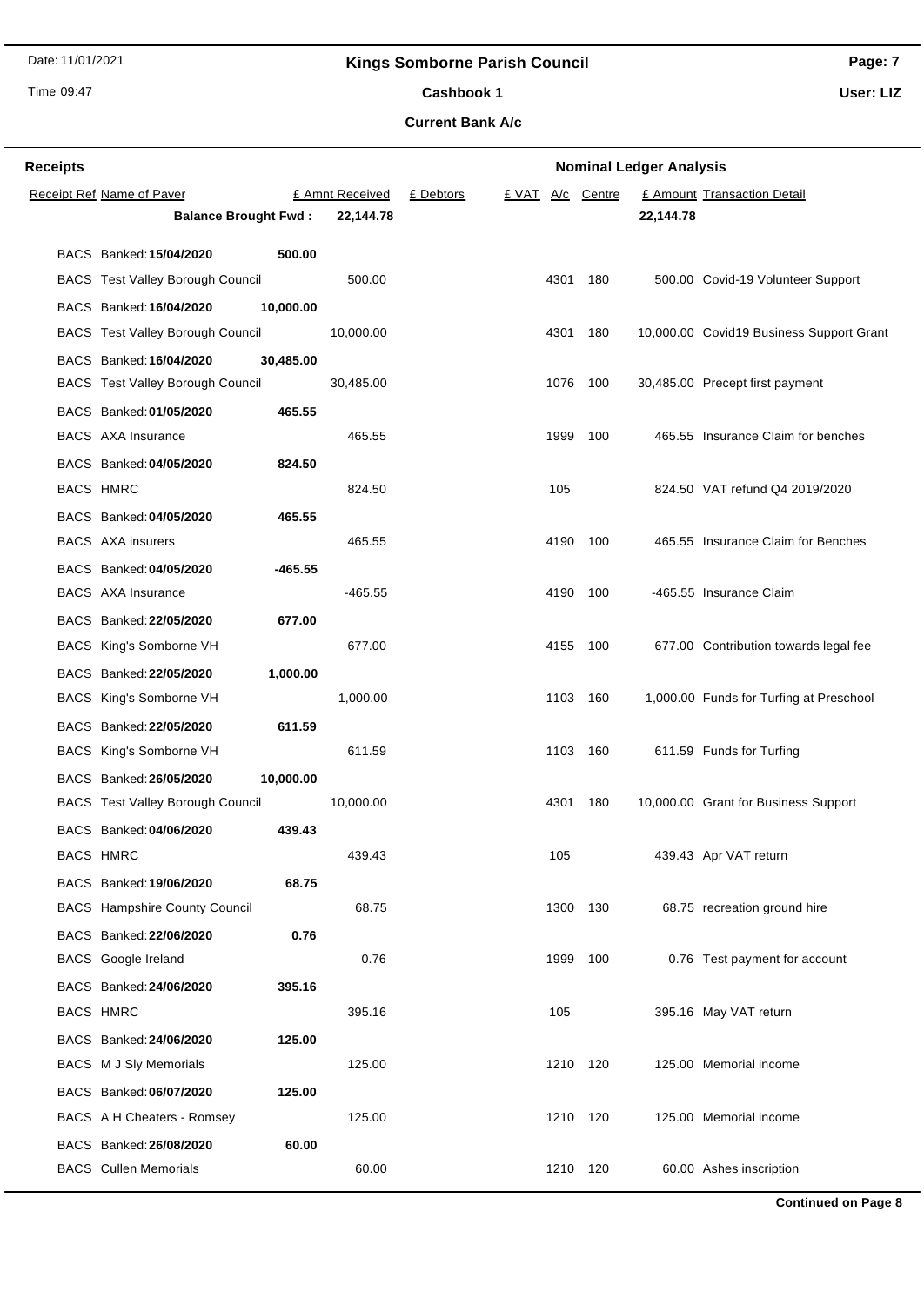# Kings Somborne Parish Council

## Cashbook 1

### Current Bank A/c

Date: 11/01/2021
Time 09:47
User: LIZ

**Receipts** | **Nominal Ledger Analysis**

| Receipt Ref | Name of Payer | | £ Amnt Received | £ Debtors | £ VAT | A/c | Centre | £ Amount | Transaction Detail |
|---|---|---|---|---|---|---|---|---|---|
| | **Balance Brought Fwd :** | | **22,144.78** | | | | | **22,144.78** | |
| BACS | Banked: **15/04/2020** | **500.00** | | | | | | | |
| BACS | Test Valley Borough Council | | 500.00 | | | 4301 | 180 | 500.00 | Covid-19 Volunteer Support |
| BACS | Banked: **16/04/2020** | **10,000.00** | | | | | | | |
| BACS | Test Valley Borough Council | | 10,000.00 | | | 4301 | 180 | 10,000.00 | Covid19 Business Support Grant |
| BACS | Banked: **16/04/2020** | **30,485.00** | | | | | | | |
| BACS | Test Valley Borough Council | | 30,485.00 | | | 1076 | 100 | 30,485.00 | Precept first payment |
| BACS | Banked: **01/05/2020** | **465.55** | | | | | | | |
| BACS | AXA Insurance | | 465.55 | | | 1999 | 100 | 465.55 | Insurance Claim for benches |
| BACS | Banked: **04/05/2020** | **824.50** | | | | | | | |
| BACS | HMRC | | 824.50 | | | 105 | | 824.50 | VAT refund Q4 2019/2020 |
| BACS | Banked: **04/05/2020** | **465.55** | | | | | | | |
| BACS | AXA insurers | | 465.55 | | | 4190 | 100 | 465.55 | Insurance Claim for Benches |
| BACS | Banked: **04/05/2020** | **-465.55** | | | | | | | |
| BACS | AXA Insurance | | -465.55 | | | 4190 | 100 | -465.55 | Insurance Claim |
| BACS | Banked: **22/05/2020** | **677.00** | | | | | | | |
| BACS | King's Somborne VH | | 677.00 | | | 4155 | 100 | 677.00 | Contribution towards legal fee |
| BACS | Banked: **22/05/2020** | **1,000.00** | | | | | | | |
| BACS | King's Somborne VH | | 1,000.00 | | | 1103 | 160 | 1,000.00 | Funds for Turfing at Preschool |
| BACS | Banked: **22/05/2020** | **611.59** | | | | | | | |
| BACS | King's Somborne VH | | 611.59 | | | 1103 | 160 | 611.59 | Funds for Turfing |
| BACS | Banked: **26/05/2020** | **10,000.00** | | | | | | | |
| BACS | Test Valley Borough Council | | 10,000.00 | | | 4301 | 180 | 10,000.00 | Grant for Business Support |
| BACS | Banked: **04/06/2020** | **439.43** | | | | | | | |
| BACS | HMRC | | 439.43 | | | 105 | | 439.43 | Apr VAT return |
| BACS | Banked: **19/06/2020** | **68.75** | | | | | | | |
| BACS | Hampshire County Council | | 68.75 | | | 1300 | 130 | 68.75 | recreation ground hire |
| BACS | Banked: **22/06/2020** | **0.76** | | | | | | | |
| BACS | Google Ireland | | 0.76 | | | 1999 | 100 | 0.76 | Test payment for account |
| BACS | Banked: **24/06/2020** | **395.16** | | | | | | | |
| BACS | HMRC | | 395.16 | | | 105 | | 395.16 | May VAT return |
| BACS | Banked: **24/06/2020** | **125.00** | | | | | | | |
| BACS | M J Sly Memorials | | 125.00 | | | 1210 | 120 | 125.00 | Memorial income |
| BACS | Banked: **06/07/2020** | **125.00** | | | | | | | |
| BACS | A H Cheaters - Romsey | | 125.00 | | | 1210 | 120 | 125.00 | Memorial income |
| BACS | Banked: **26/08/2020** | **60.00** | | | | | | | |
| BACS | Cullen Memorials | | 60.00 | | | 1210 | 120 | 60.00 | Ashes inscription |

**Continued on Page 8**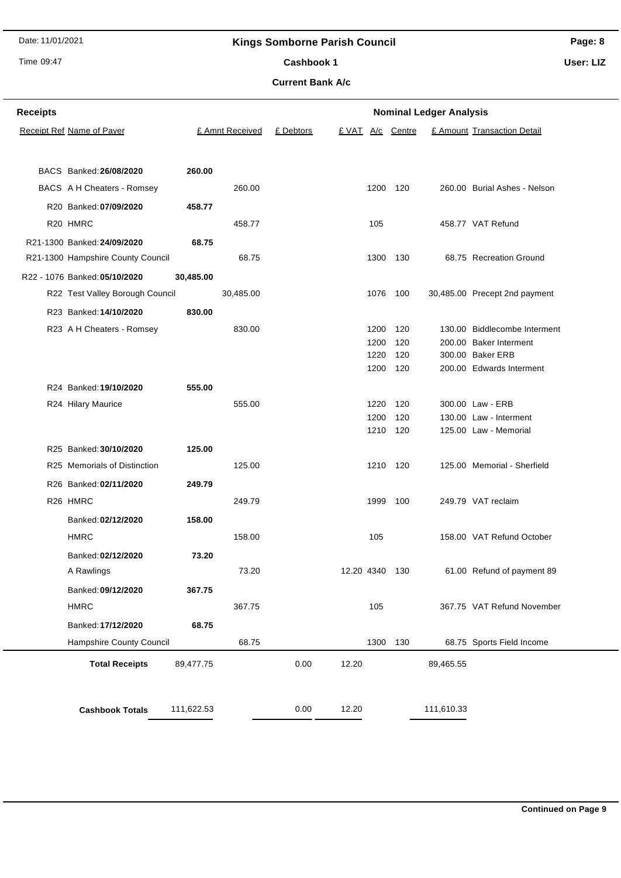# Kings Somborne Parish Council

## Cashbook 1

### Current Bank A/c

**Receipts** — **Nominal Ledger Analysis**

| Receipt Ref | Name of Payer | | £ Amnt Received | £ Debtors | £ VAT | A/c | Centre | £ Amount | Transaction Detail |
|---|---|---|---|---|---|---|---|---|---|
| BACS | Banked: **26/08/2020** | **260.00** | | | | | | | |
| BACS | A H Cheaters - Romsey | | 260.00 | | | 1200 | 120 | 260.00 | Burial Ashes - Nelson |
| R20 | Banked: **07/09/2020** | **458.77** | | | | | | | |
| R20 | HMRC | | 458.77 | | | 105 | | 458.77 | VAT Refund |
| R21-1300 | Banked: **24/09/2020** | **68.75** | | | | | | | |
| R21-1300 | Hampshire County Council | | 68.75 | | | 1300 | 130 | 68.75 | Recreation Ground |
| R22 - 1076 | Banked: **05/10/2020** | **30,485.00** | | | | | | | |
| R22 | Test Valley Borough Council | | 30,485.00 | | | 1076 | 100 | 30,485.00 | Precept 2nd payment |
| R23 | Banked: **14/10/2020** | **830.00** | | | | | | | |
| R23 | A H Cheaters - Romsey | | 830.00 | | | 1200 | 120 | 130.00 | Biddlecombe Interment |
| | | | | | | 1200 | 120 | 200.00 | Baker Interment |
| | | | | | | 1220 | 120 | 300.00 | Baker ERB |
| | | | | | | 1200 | 120 | 200.00 | Edwards Interment |
| R24 | Banked: **19/10/2020** | **555.00** | | | | | | | |
| R24 | Hilary Maurice | | 555.00 | | | 1220 | 120 | 300.00 | Law - ERB |
| | | | | | | 1200 | 120 | 130.00 | Law - Interment |
| | | | | | | 1210 | 120 | 125.00 | Law - Memorial |
| R25 | Banked: **30/10/2020** | **125.00** | | | | | | | |
| R25 | Memorials of Distinction | | 125.00 | | | 1210 | 120 | 125.00 | Memorial - Sherfield |
| R26 | Banked: **02/11/2020** | **249.79** | | | | | | | |
| R26 | HMRC | | 249.79 | | | 1999 | 100 | 249.79 | VAT reclaim |
| | Banked: **02/12/2020** | **158.00** | | | | | | | |
| | HMRC | | 158.00 | | | 105 | | 158.00 | VAT Refund October |
| | Banked: **02/12/2020** | **73.20** | | | | | | | |
| | A Rawlings | | 73.20 | | 12.20 | 4340 | 130 | 61.00 | Refund of payment 89 |
| | Banked: **09/12/2020** | **367.75** | | | | | | | |
| | HMRC | | 367.75 | | | 105 | | 367.75 | VAT Refund November |
| | Banked: **17/12/2020** | **68.75** | | | | | | | |
| | Hampshire County Council | | 68.75 | | | 1300 | 130 | 68.75 | Sports Field Income |
| | **Total Receipts** | 89,477.75 | | 0.00 | 12.20 | | | 89,465.55 | |
| | **Cashbook Totals** | 111,622.53 | | 0.00 | 12.20 | | | 111,610.33 | |

**Continued on Page 9**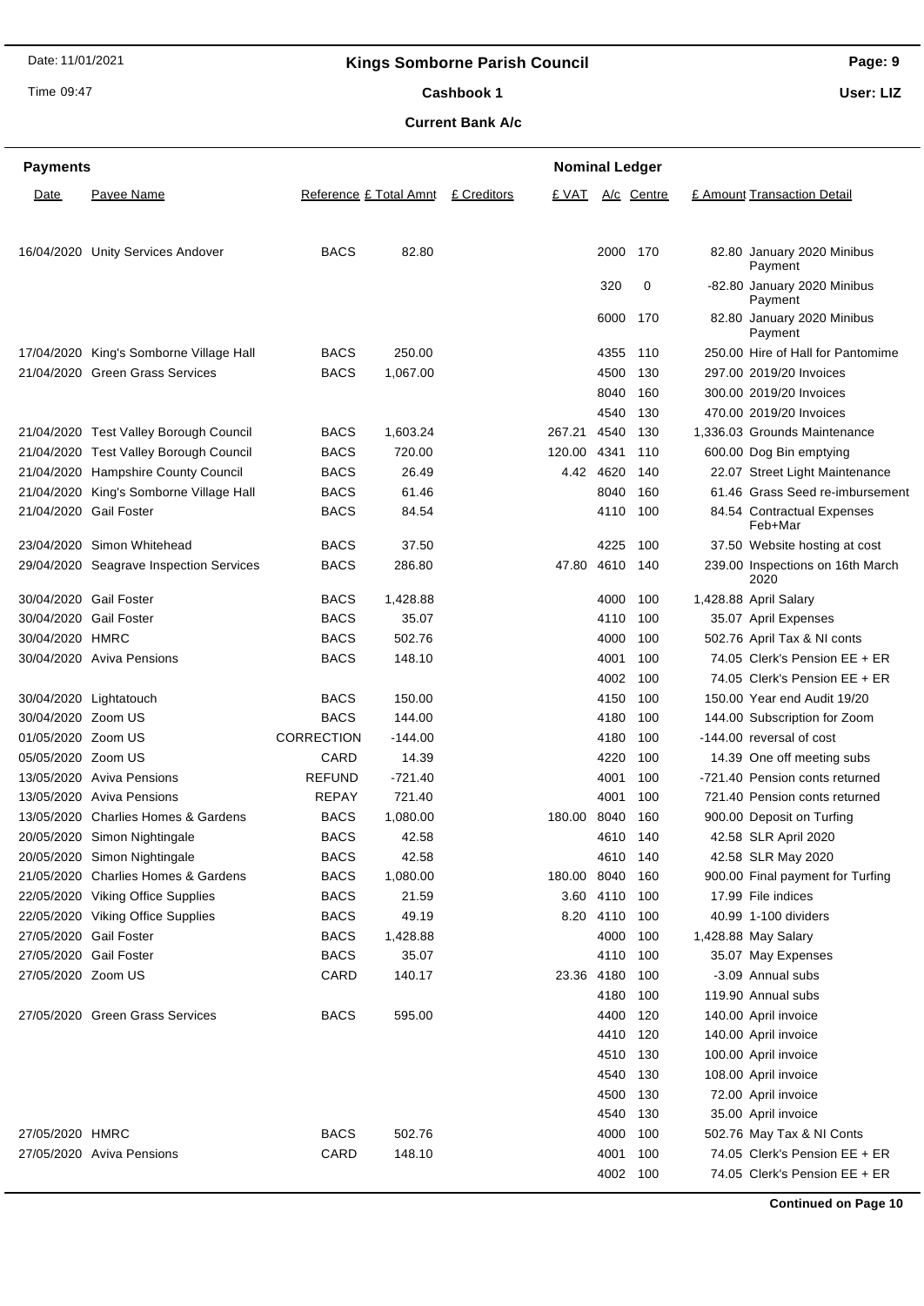# Kings Somborne Parish Council

**Cashbook 1**

**Current Bank A/c**

**Payments**

| Date | Payee Name | Reference | £ Total Amnt | £ Creditors | £ VAT | A/c | Centre | £ Amount | Transaction Detail |
|---|---|---|---|---|---|---|---|---|---|
| 16/04/2020 | Unity Services Andover | BACS | 82.80 | | | 2000 | 170 | 82.80 | January 2020 Minibus Payment |
| | | | | | | 320 | 0 | -82.80 | January 2020 Minibus Payment |
| | | | | | | 6000 | 170 | 82.80 | January 2020 Minibus Payment |
| 17/04/2020 | King's Somborne Village Hall | BACS | 250.00 | | | 4355 | 110 | 250.00 | Hire of Hall for Pantomime |
| 21/04/2020 | Green Grass Services | BACS | 1,067.00 | | | 4500 | 130 | 297.00 | 2019/20 Invoices |
| | | | | | | 8040 | 160 | 300.00 | 2019/20 Invoices |
| | | | | | | 4540 | 130 | 470.00 | 2019/20 Invoices |
| 21/04/2020 | Test Valley Borough Council | BACS | 1,603.24 | | 267.21 | 4540 | 130 | 1,336.03 | Grounds Maintenance |
| 21/04/2020 | Test Valley Borough Council | BACS | 720.00 | | 120.00 | 4341 | 110 | 600.00 | Dog Bin emptying |
| 21/04/2020 | Hampshire County Council | BACS | 26.49 | | 4.42 | 4620 | 140 | 22.07 | Street Light Maintenance |
| 21/04/2020 | King's Somborne Village Hall | BACS | 61.46 | | | 8040 | 160 | 61.46 | Grass Seed re-imbursement |
| 21/04/2020 | Gail Foster | BACS | 84.54 | | | 4110 | 100 | 84.54 | Contractual Expenses Feb+Mar |
| 23/04/2020 | Simon Whitehead | BACS | 37.50 | | | 4225 | 100 | 37.50 | Website hosting at cost |
| 29/04/2020 | Seagrave Inspection Services | BACS | 286.80 | | 47.80 | 4610 | 140 | 239.00 | Inspections on 16th March 2020 |
| 30/04/2020 | Gail Foster | BACS | 1,428.88 | | | 4000 | 100 | 1,428.88 | April Salary |
| 30/04/2020 | Gail Foster | BACS | 35.07 | | | 4110 | 100 | 35.07 | April Expenses |
| 30/04/2020 | HMRC | BACS | 502.76 | | | 4000 | 100 | 502.76 | April Tax & NI conts |
| 30/04/2020 | Aviva Pensions | BACS | 148.10 | | | 4001 | 100 | 74.05 | Clerk's Pension EE + ER |
| | | | | | | 4002 | 100 | 74.05 | Clerk's Pension EE + ER |
| 30/04/2020 | Lightatouch | BACS | 150.00 | | | 4150 | 100 | 150.00 | Year end Audit 19/20 |
| 30/04/2020 | Zoom US | BACS | 144.00 | | | 4180 | 100 | 144.00 | Subscription for Zoom |
| 01/05/2020 | Zoom US | CORRECTION | -144.00 | | | 4180 | 100 | -144.00 | reversal of cost |
| 05/05/2020 | Zoom US | CARD | 14.39 | | | 4220 | 100 | 14.39 | One off meeting subs |
| 13/05/2020 | Aviva Pensions | REFUND | -721.40 | | | 4001 | 100 | -721.40 | Pension conts returned |
| 13/05/2020 | Aviva Pensions | REPAY | 721.40 | | | 4001 | 100 | 721.40 | Pension conts returned |
| 13/05/2020 | Charlies Homes & Gardens | BACS | 1,080.00 | | 180.00 | 8040 | 160 | 900.00 | Deposit on Turfing |
| 20/05/2020 | Simon Nightingale | BACS | 42.58 | | | 4610 | 140 | 42.58 | SLR April 2020 |
| 20/05/2020 | Simon Nightingale | BACS | 42.58 | | | 4610 | 140 | 42.58 | SLR May 2020 |
| 21/05/2020 | Charlies Homes & Gardens | BACS | 1,080.00 | | 180.00 | 8040 | 160 | 900.00 | Final payment for Turfing |
| 22/05/2020 | Viking Office Supplies | BACS | 21.59 | | 3.60 | 4110 | 100 | 17.99 | File indices |
| 22/05/2020 | Viking Office Supplies | BACS | 49.19 | | 8.20 | 4110 | 100 | 40.99 | 1-100 dividers |
| 27/05/2020 | Gail Foster | BACS | 1,428.88 | | | 4000 | 100 | 1,428.88 | May Salary |
| 27/05/2020 | Gail Foster | BACS | 35.07 | | | 4110 | 100 | 35.07 | May Expenses |
| 27/05/2020 | Zoom US | CARD | 140.17 | | 23.36 | 4180 | 100 | -3.09 | Annual subs |
| | | | | | | 4180 | 100 | 119.90 | Annual subs |
| 27/05/2020 | Green Grass Services | BACS | 595.00 | | | 4400 | 120 | 140.00 | April invoice |
| | | | | | | 4410 | 120 | 140.00 | April invoice |
| | | | | | | 4510 | 130 | 100.00 | April invoice |
| | | | | | | 4540 | 130 | 108.00 | April invoice |
| | | | | | | 4500 | 130 | 72.00 | April invoice |
| | | | | | | 4540 | 130 | 35.00 | April invoice |
| 27/05/2020 | HMRC | BACS | 502.76 | | | 4000 | 100 | 502.76 | May Tax & NI Conts |
| 27/05/2020 | Aviva Pensions | CARD | 148.10 | | | 4001 | 100 | 74.05 | Clerk's Pension EE + ER |
| | | | | | | 4002 | 100 | 74.05 | Clerk's Pension EE + ER |

**Continued on Page 10**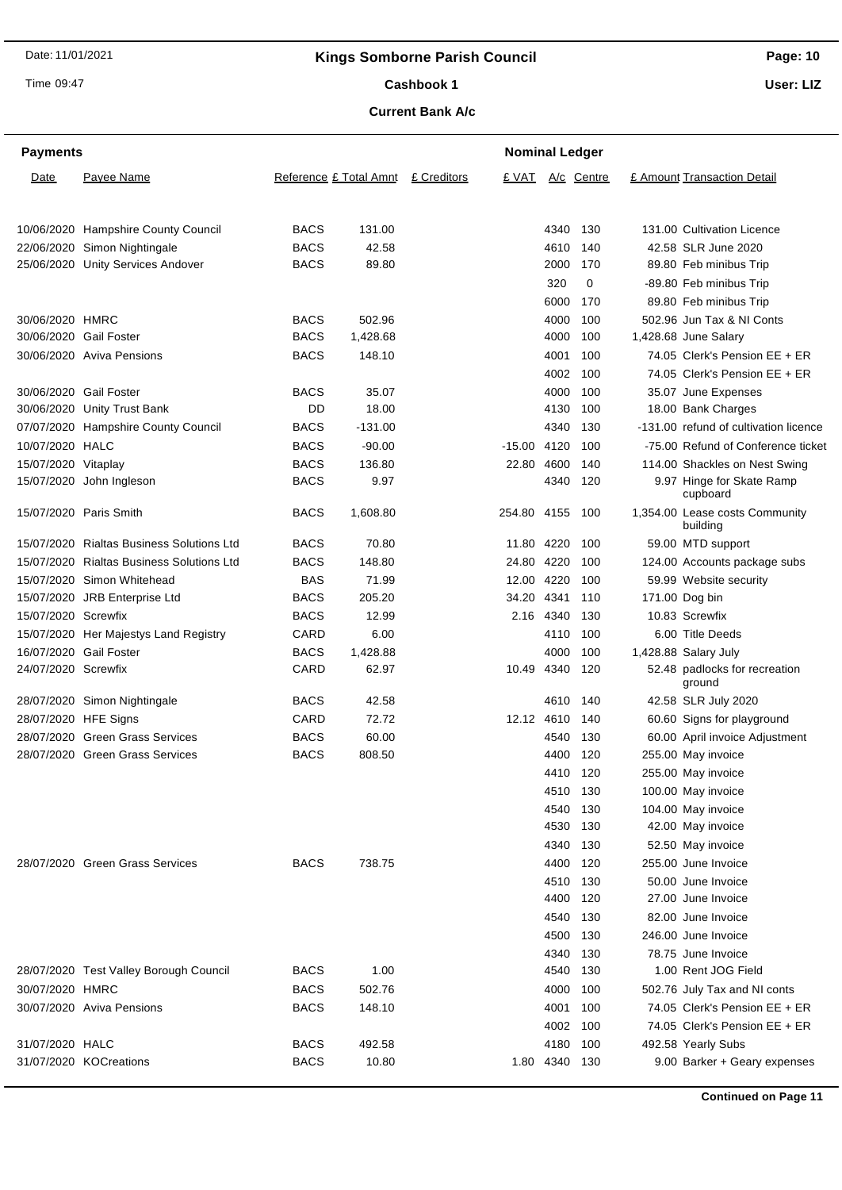# Kings Somborne Parish Council

## Cashbook 1

### Current Bank A/c

**Payments** — **Nominal Ledger**

| Date | Payee Name | Reference | £ Total Amnt | £ Creditors | £ VAT | A/c | Centre | £ Amount | Transaction Detail |
|---|---|---|---|---|---|---|---|---|---|
| 10/06/2020 | Hampshire County Council | BACS | 131.00 | | | 4340 | 130 | 131.00 | Cultivation Licence |
| 22/06/2020 | Simon Nightingale | BACS | 42.58 | | | 4610 | 140 | 42.58 | SLR June 2020 |
| 25/06/2020 | Unity Services Andover | BACS | 89.80 | | | 2000 | 170 | 89.80 | Feb minibus Trip |
| | | | | | | 320 | 0 | -89.80 | Feb minibus Trip |
| | | | | | | 6000 | 170 | 89.80 | Feb minibus Trip |
| 30/06/2020 | HMRC | BACS | 502.96 | | | 4000 | 100 | 502.96 | Jun Tax & NI Conts |
| 30/06/2020 | Gail Foster | BACS | 1,428.68 | | | 4000 | 100 | 1,428.68 | June Salary |
| 30/06/2020 | Aviva Pensions | BACS | 148.10 | | | 4001 | 100 | 74.05 | Clerk's Pension EE + ER |
| | | | | | | 4002 | 100 | 74.05 | Clerk's Pension EE + ER |
| 30/06/2020 | Gail Foster | BACS | 35.07 | | | 4000 | 100 | 35.07 | June Expenses |
| 30/06/2020 | Unity Trust Bank | DD | 18.00 | | | 4130 | 100 | 18.00 | Bank Charges |
| 07/07/2020 | Hampshire County Council | BACS | -131.00 | | | 4340 | 130 | -131.00 | refund of cultivation licence |
| 10/07/2020 | HALC | BACS | -90.00 | | -15.00 | 4120 | 100 | -75.00 | Refund of Conference ticket |
| 15/07/2020 | Vitaplay | BACS | 136.80 | | 22.80 | 4600 | 140 | 114.00 | Shackles on Nest Swing |
| 15/07/2020 | John Ingleson | BACS | 9.97 | | | 4340 | 120 | 9.97 | Hinge for Skate Ramp cupboard |
| 15/07/2020 | Paris Smith | BACS | 1,608.80 | | 254.80 | 4155 | 100 | 1,354.00 | Lease costs Community building |
| 15/07/2020 | Rialtas Business Solutions Ltd | BACS | 70.80 | | 11.80 | 4220 | 100 | 59.00 | MTD support |
| 15/07/2020 | Rialtas Business Solutions Ltd | BACS | 148.80 | | 24.80 | 4220 | 100 | 124.00 | Accounts package subs |
| 15/07/2020 | Simon Whitehead | BAS | 71.99 | | 12.00 | 4220 | 100 | 59.99 | Website security |
| 15/07/2020 | JRB Enterprise Ltd | BACS | 205.20 | | 34.20 | 4341 | 110 | 171.00 | Dog bin |
| 15/07/2020 | Screwfix | BACS | 12.99 | | 2.16 | 4340 | 130 | 10.83 | Screwfix |
| 15/07/2020 | Her Majestys Land Registry | CARD | 6.00 | | | 4110 | 100 | 6.00 | Title Deeds |
| 16/07/2020 | Gail Foster | BACS | 1,428.88 | | | 4000 | 100 | 1,428.88 | Salary July |
| 24/07/2020 | Screwfix | CARD | 62.97 | | 10.49 | 4340 | 120 | 52.48 | padlocks for recreation ground |
| 28/07/2020 | Simon Nightingale | BACS | 42.58 | | | 4610 | 140 | 42.58 | SLR July 2020 |
| 28/07/2020 | HFE Signs | CARD | 72.72 | | 12.12 | 4610 | 140 | 60.60 | Signs for playground |
| 28/07/2020 | Green Grass Services | BACS | 60.00 | | | 4540 | 130 | 60.00 | April invoice Adjustment |
| 28/07/2020 | Green Grass Services | BACS | 808.50 | | | 4400 | 120 | 255.00 | May invoice |
| | | | | | | 4410 | 120 | 255.00 | May invoice |
| | | | | | | 4510 | 130 | 100.00 | May invoice |
| | | | | | | 4540 | 130 | 104.00 | May invoice |
| | | | | | | 4530 | 130 | 42.00 | May invoice |
| | | | | | | 4340 | 130 | 52.50 | May invoice |
| 28/07/2020 | Green Grass Services | BACS | 738.75 | | | 4400 | 120 | 255.00 | June Invoice |
| | | | | | | 4510 | 130 | 50.00 | June Invoice |
| | | | | | | 4400 | 120 | 27.00 | June Invoice |
| | | | | | | 4540 | 130 | 82.00 | June Invoice |
| | | | | | | 4500 | 130 | 246.00 | June Invoice |
| | | | | | | 4340 | 130 | 78.75 | June Invoice |
| 28/07/2020 | Test Valley Borough Council | BACS | 1.00 | | | 4540 | 130 | 1.00 | Rent JOG Field |
| 30/07/2020 | HMRC | BACS | 502.76 | | | 4000 | 100 | 502.76 | July Tax and NI conts |
| 30/07/2020 | Aviva Pensions | BACS | 148.10 | | | 4001 | 100 | 74.05 | Clerk's Pension EE + ER |
| | | | | | | 4002 | 100 | 74.05 | Clerk's Pension EE + ER |
| 31/07/2020 | HALC | BACS | 492.58 | | | 4180 | 100 | 492.58 | Yearly Subs |
| 31/07/2020 | KOCreations | BACS | 10.80 | | 1.80 | 4340 | 130 | 9.00 | Barker + Geary expenses |

**Continued on Page 11**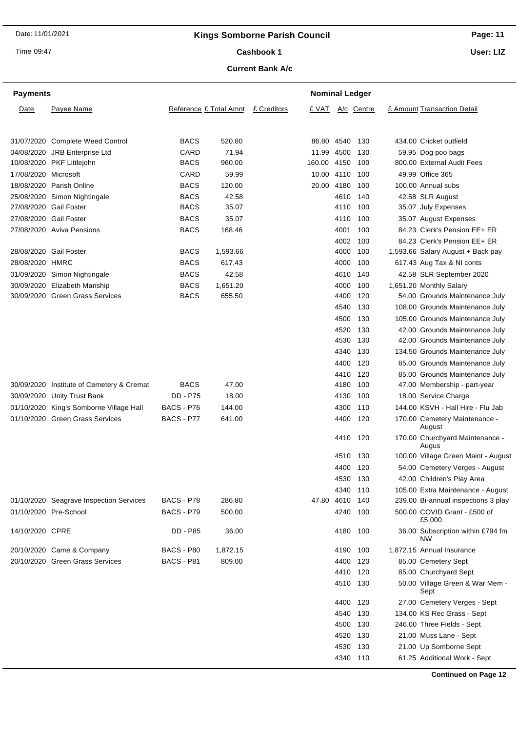## Kings Somborne Parish Council

### Cashbook 1

### Current Bank A/c

**Payments** — **Nominal Ledger**

| Date | Payee Name | Reference | £ Total Amnt | £ Creditors | £ VAT | A/c | Centre | £ Amount | Transaction Detail |
|---|---|---|---|---|---|---|---|---|---|
| 31/07/2020 | Complete Weed Control | BACS | 520.80 | | 86.80 | 4540 | 130 | 434.00 | Cricket outfield |
| 04/08/2020 | JRB Enterprise Ltd | CARD | 71.94 | | 11.99 | 4500 | 130 | 59.95 | Dog poo bags |
| 10/08/2020 | PKF Littlejohn | BACS | 960.00 | | 160.00 | 4150 | 100 | 800.00 | External Audit Fees |
| 17/08/2020 | Microsoft | CARD | 59.99 | | 10.00 | 4110 | 100 | 49.99 | Office 365 |
| 18/08/2020 | Parish Online | BACS | 120.00 | | 20.00 | 4180 | 100 | 100.00 | Annual subs |
| 25/08/2020 | Simon Nightingale | BACS | 42.58 | | | 4610 | 140 | 42.58 | SLR August |
| 27/08/2020 | Gail Foster | BACS | 35.07 | | | 4110 | 100 | 35.07 | July Expenses |
| 27/08/2020 | Gail Foster | BACS | 35.07 | | | 4110 | 100 | 35.07 | August Expenses |
| 27/08/2020 | Aviva Pensions | BACS | 168.46 | | | 4001 | 100 | 84.23 | Clerk's Pension EE+ ER |
| | | | | | | 4002 | 100 | 84.23 | Clerk's Pension EE+ ER |
| 28/08/2020 | Gail Foster | BACS | 1,593.66 | | | 4000 | 100 | 1,593.66 | Salary August + Back pay |
| 28/08/2020 | HMRC | BACS | 617.43 | | | 4000 | 100 | 617.43 | Aug Tax & NI conts |
| 01/09/2020 | Simon Nightingale | BACS | 42.58 | | | 4610 | 140 | 42.58 | SLR September 2020 |
| 30/09/2020 | Elizabeth Manship | BACS | 1,651.20 | | | 4000 | 100 | 1,651.20 | Monthly Salary |
| 30/09/2020 | Green Grass Services | BACS | 655.50 | | | 4400 | 120 | 54.00 | Grounds Maintenance July |
| | | | | | | 4540 | 130 | 108.00 | Grounds Maintenance July |
| | | | | | | 4500 | 130 | 105.00 | Grounds Maintenance July |
| | | | | | | 4520 | 130 | 42.00 | Grounds Maintenance July |
| | | | | | | 4530 | 130 | 42.00 | Grounds Maintenance July |
| | | | | | | 4340 | 130 | 134.50 | Grounds Maintenance July |
| | | | | | | 4400 | 120 | 85.00 | Grounds Maintenance July |
| | | | | | | 4410 | 120 | 85.00 | Grounds Maintenance July |
| 30/09/2020 | Institute of Cemetery & Cremat | BACS | 47.00 | | | 4180 | 100 | 47.00 | Membership - part-year |
| 30/09/2020 | Unity Trust Bank | DD - P75 | 18.00 | | | 4130 | 100 | 18.00 | Service Charge |
| 01/10/2020 | King's Somborne Village Hall | BACS - P76 | 144.00 | | | 4300 | 110 | 144.00 | KSVH - Hall Hire - Flu Jab |
| 01/10/2020 | Green Grass Services | BACS - P77 | 641.00 | | | 4400 | 120 | 170.00 | Cemetery Maintenance - August |
| | | | | | | 4410 | 120 | 170.00 | Churchyard Maintenance - Augus |
| | | | | | | 4510 | 130 | 100.00 | Village Green Maint - August |
| | | | | | | 4400 | 120 | 54.00 | Cemetery Verges - August |
| | | | | | | 4530 | 130 | 42.00 | Children's Play Area |
| | | | | | | 4340 | 110 | 105.00 | Extra Maintenance - August |
| 01/10/2020 | Seagrave Inspection Services | BACS - P78 | 286.80 | | 47.80 | 4610 | 140 | 239.00 | Bi-annual inspections 3 play |
| 01/10/2020 | Pre-School | BACS - P79 | 500.00 | | | 4240 | 100 | 500.00 | COVID Grant - £500 of £5,000 |
| 14/10/2020 | CPRE | DD - P85 | 36.00 | | | 4180 | 100 | 36.00 | Subscription within £794 fm NW |
| 20/10/2020 | Came & Company | BACS - P80 | 1,872.15 | | | 4190 | 100 | 1,872.15 | Annual Insurance |
| 20/10/2020 | Green Grass Services | BACS - P81 | 809.00 | | | 4400 | 120 | 85.00 | Cemetery Sept |
| | | | | | | 4410 | 120 | 85.00 | Churchyard Sept |
| | | | | | | 4510 | 130 | 50.00 | Village Green & War Mem - Sept |
| | | | | | | 4400 | 120 | 27.00 | Cemetery Verges - Sept |
| | | | | | | 4540 | 130 | 134.00 | KS Rec Grass - Sept |
| | | | | | | 4500 | 130 | 246.00 | Three Fields - Sept |
| | | | | | | 4520 | 130 | 21.00 | Muss Lane - Sept |
| | | | | | | 4530 | 130 | 21.00 | Up Somborne Sept |
| | | | | | | 4340 | 110 | 61.25 | Additional Work - Sept |

**Continued on Page 12**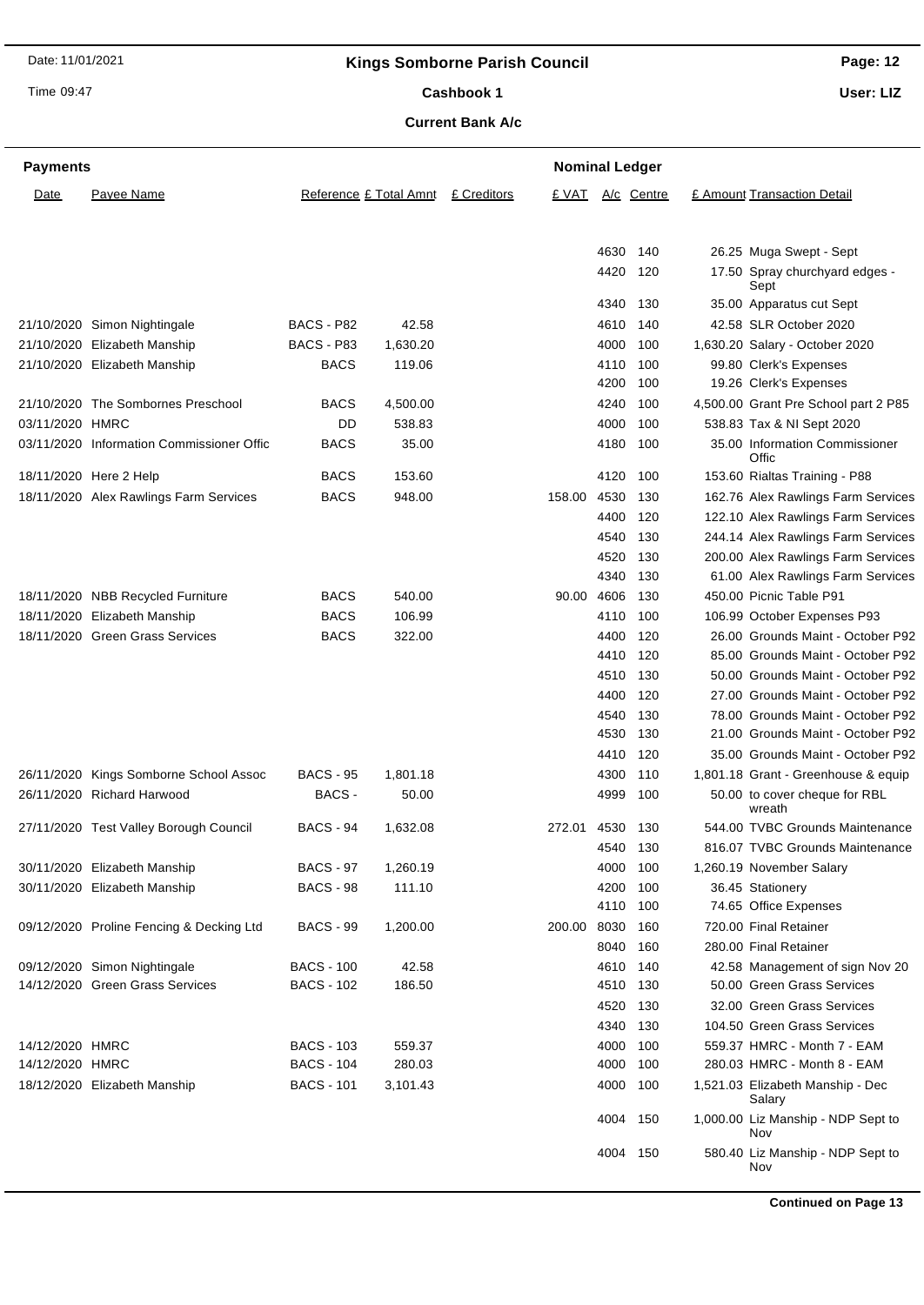# Kings Somborne Parish Council

## Cashbook 1

### Current Bank A/c

**Payments** | **Nominal Ledger**

| Date | Payee Name | Reference | £ Total Amnt | £ Creditors | £ VAT | A/c | Centre | £ Amount | Transaction Detail |
|---|---|---|---|---|---|---|---|---|---|
| | | | | | | 4630 | 140 | 26.25 | Muga Swept - Sept |
| | | | | | | 4420 | 120 | 17.50 | Spray churchyard edges - Sept |
| | | | | | | 4340 | 130 | 35.00 | Apparatus cut Sept |
| 21/10/2020 | Simon Nightingale | BACS - P82 | 42.58 | | | 4610 | 140 | 42.58 | SLR October 2020 |
| 21/10/2020 | Elizabeth Manship | BACS - P83 | 1,630.20 | | | 4000 | 100 | 1,630.20 | Salary - October 2020 |
| 21/10/2020 | Elizabeth Manship | BACS | 119.06 | | | 4110 | 100 | 99.80 | Clerk's Expenses |
| | | | | | | 4200 | 100 | 19.26 | Clerk's Expenses |
| 21/10/2020 | The Sombornes Preschool | BACS | 4,500.00 | | | 4240 | 100 | 4,500.00 | Grant Pre School part 2 P85 |
| 03/11/2020 | HMRC | DD | 538.83 | | | 4000 | 100 | 538.83 | Tax & NI Sept 2020 |
| 03/11/2020 | Information Commissioner Offic | BACS | 35.00 | | | 4180 | 100 | 35.00 | Information Commissioner Offic |
| 18/11/2020 | Here 2 Help | BACS | 153.60 | | | 4120 | 100 | 153.60 | Rialtas Training - P88 |
| 18/11/2020 | Alex Rawlings Farm Services | BACS | 948.00 | | 158.00 | 4530 | 130 | 162.76 | Alex Rawlings Farm Services |
| | | | | | | 4400 | 120 | 122.10 | Alex Rawlings Farm Services |
| | | | | | | 4540 | 130 | 244.14 | Alex Rawlings Farm Services |
| | | | | | | 4520 | 130 | 200.00 | Alex Rawlings Farm Services |
| | | | | | | 4340 | 130 | 61.00 | Alex Rawlings Farm Services |
| 18/11/2020 | NBB Recycled Furniture | BACS | 540.00 | | 90.00 | 4606 | 130 | 450.00 | Picnic Table P91 |
| 18/11/2020 | Elizabeth Manship | BACS | 106.99 | | | 4110 | 100 | 106.99 | October Expenses P93 |
| 18/11/2020 | Green Grass Services | BACS | 322.00 | | | 4400 | 120 | 26.00 | Grounds Maint - October P92 |
| | | | | | | 4410 | 120 | 85.00 | Grounds Maint - October P92 |
| | | | | | | 4510 | 130 | 50.00 | Grounds Maint - October P92 |
| | | | | | | 4400 | 120 | 27.00 | Grounds Maint - October P92 |
| | | | | | | 4540 | 130 | 78.00 | Grounds Maint - October P92 |
| | | | | | | 4530 | 130 | 21.00 | Grounds Maint - October P92 |
| | | | | | | 4410 | 120 | 35.00 | Grounds Maint - October P92 |
| 26/11/2020 | Kings Somborne School Assoc | BACS - 95 | 1,801.18 | | | 4300 | 110 | 1,801.18 | Grant - Greenhouse & equip |
| 26/11/2020 | Richard Harwood | BACS - | 50.00 | | | 4999 | 100 | 50.00 | to cover cheque for RBL wreath |
| 27/11/2020 | Test Valley Borough Council | BACS - 94 | 1,632.08 | | 272.01 | 4530 | 130 | 544.00 | TVBC Grounds Maintenance |
| | | | | | | 4540 | 130 | 816.07 | TVBC Grounds Maintenance |
| 30/11/2020 | Elizabeth Manship | BACS - 97 | 1,260.19 | | | 4000 | 100 | 1,260.19 | November Salary |
| 30/11/2020 | Elizabeth Manship | BACS - 98 | 111.10 | | | 4200 | 100 | 36.45 | Stationery |
| | | | | | | 4110 | 100 | 74.65 | Office Expenses |
| 09/12/2020 | Proline Fencing & Decking Ltd | BACS - 99 | 1,200.00 | | 200.00 | 8030 | 160 | 720.00 | Final Retainer |
| | | | | | | 8040 | 160 | 280.00 | Final Retainer |
| 09/12/2020 | Simon Nightingale | BACS - 100 | 42.58 | | | 4610 | 140 | 42.58 | Management of sign Nov 20 |
| 14/12/2020 | Green Grass Services | BACS - 102 | 186.50 | | | 4510 | 130 | 50.00 | Green Grass Services |
| | | | | | | 4520 | 130 | 32.00 | Green Grass Services |
| | | | | | | 4340 | 130 | 104.50 | Green Grass Services |
| 14/12/2020 | HMRC | BACS - 103 | 559.37 | | | 4000 | 100 | 559.37 | HMRC - Month 7 - EAM |
| 14/12/2020 | HMRC | BACS - 104 | 280.03 | | | 4000 | 100 | 280.03 | HMRC - Month 8 - EAM |
| 18/12/2020 | Elizabeth Manship | BACS - 101 | 3,101.43 | | | 4000 | 100 | 1,521.03 | Elizabeth Manship - Dec Salary |
| | | | | | | 4004 | 150 | 1,000.00 | Liz Manship - NDP Sept to Nov |
| | | | | | | 4004 | 150 | 580.40 | Liz Manship - NDP Sept to Nov |

**Continued on Page 13**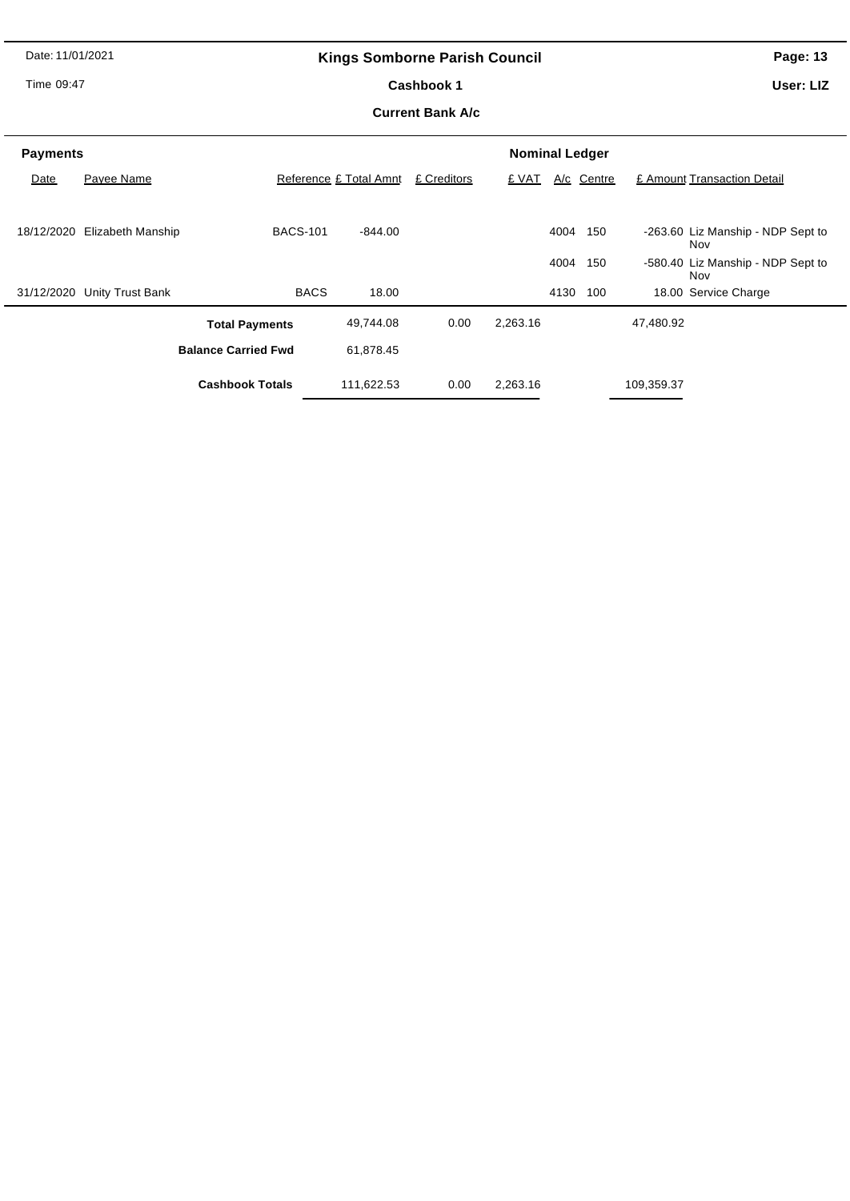# Kings Somborne Parish Council

## Cashbook 1

### Current Bank A/c

Date: 11/01/2021
Time 09:47
User: LIZ

**Payments** — **Nominal Ledger**

| Date | Payee Name | Reference | £ Total Amnt | £ Creditors | £ VAT | A/c | Centre | £ Amount | Transaction Detail |
|---|---|---|---|---|---|---|---|---|---|
| 18/12/2020 | Elizabeth Manship | BACS-101 | -844.00 | | | 4004 | 150 | -263.60 | Liz Manship - NDP Sept to Nov |
| | | | | | | 4004 | 150 | -580.40 | Liz Manship - NDP Sept to Nov |
| 31/12/2020 | Unity Trust Bank | BACS | 18.00 | | | 4130 | 100 | 18.00 | Service Charge |
| | | **Total Payments** | 49,744.08 | 0.00 | 2,263.16 | | | 47,480.92 | |
| | | **Balance Carried Fwd** | 61,878.45 | | | | | | |
| | | **Cashbook Totals** | 111,622.53 | 0.00 | 2,263.16 | | | 109,359.37 | |